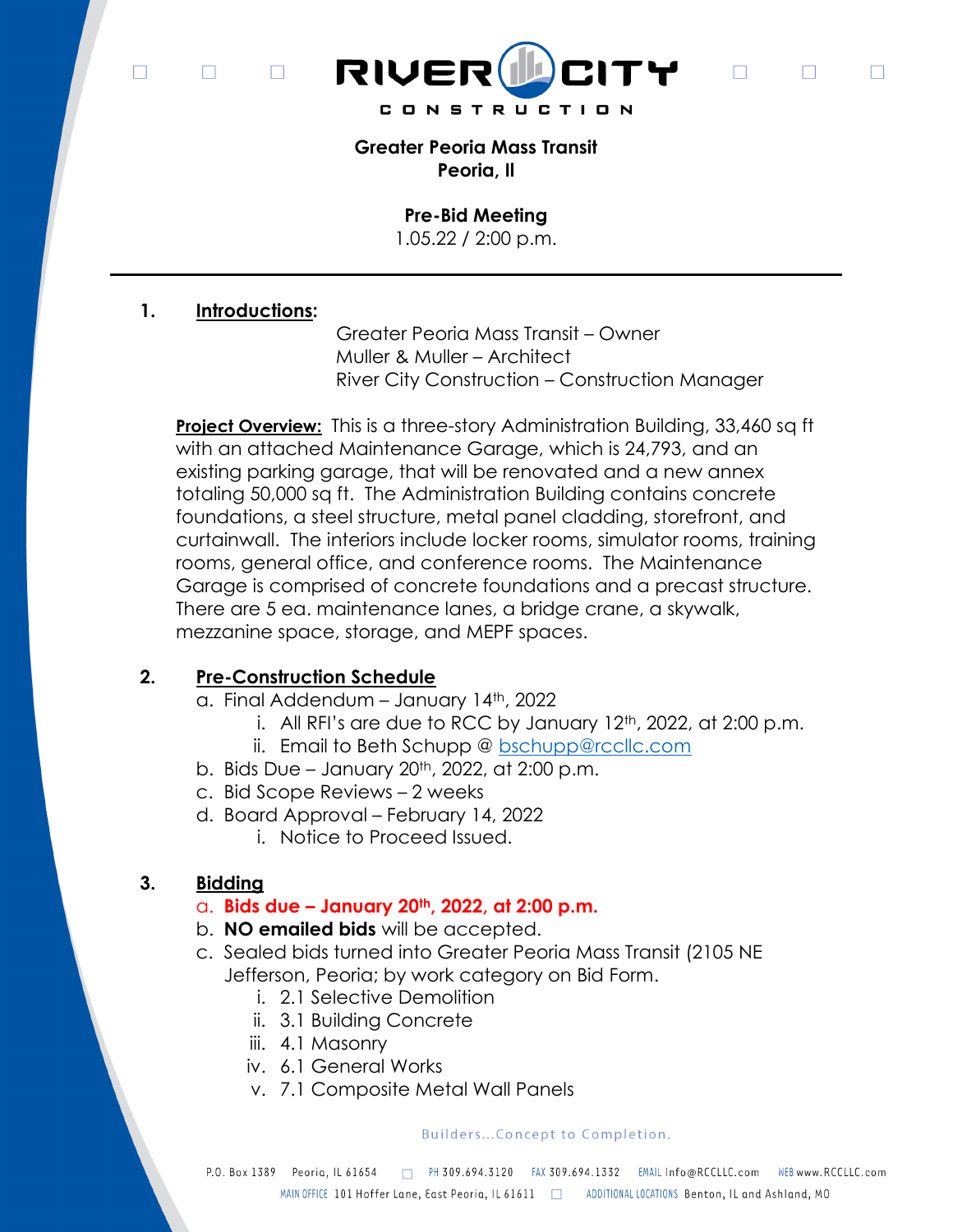RIVER CITY CONSTRUCTION

**Greater Peoria Mass Transit**
**Peoria, Il**

**Pre-Bid Meeting**
1.05.22 / 2:00 p.m.

---

**1. Introductions:**

Greater Peoria Mass Transit – Owner
Muller & Muller – Architect
River City Construction – Construction Manager

**Project Overview:** This is a three-story Administration Building, 33,460 sq ft with an attached Maintenance Garage, which is 24,793, and an existing parking garage, that will be renovated and a new annex totaling 50,000 sq ft. The Administration Building contains concrete foundations, a steel structure, metal panel cladding, storefront, and curtainwall. The interiors include locker rooms, simulator rooms, training rooms, general office, and conference rooms. The Maintenance Garage is comprised of concrete foundations and a precast structure. There are 5 ea. maintenance lanes, a bridge crane, a skywalk, mezzanine space, storage, and MEPF spaces.

**2. Pre-Construction Schedule**

a. Final Addendum – January 14th, 2022
   i. All RFI's are due to RCC by January 12th, 2022, at 2:00 p.m.
   ii. Email to Beth Schupp @ bschupp@rccllc.com
b. Bids Due – January 20th, 2022, at 2:00 p.m.
c. Bid Scope Reviews – 2 weeks
d. Board Approval – February 14, 2022
   i. Notice to Proceed Issued.

**3. Bidding**

a. **Bids due – January 20th, 2022, at 2:00 p.m.**
b. **NO emailed bids** will be accepted.
c. Sealed bids turned into Greater Peoria Mass Transit (2105 NE Jefferson, Peoria; by work category on Bid Form.
   i. 2.1 Selective Demolition
   ii. 3.1 Building Concrete
   iii. 4.1 Masonry
   iv. 6.1 General Works
   v. 7.1 Composite Metal Wall Panels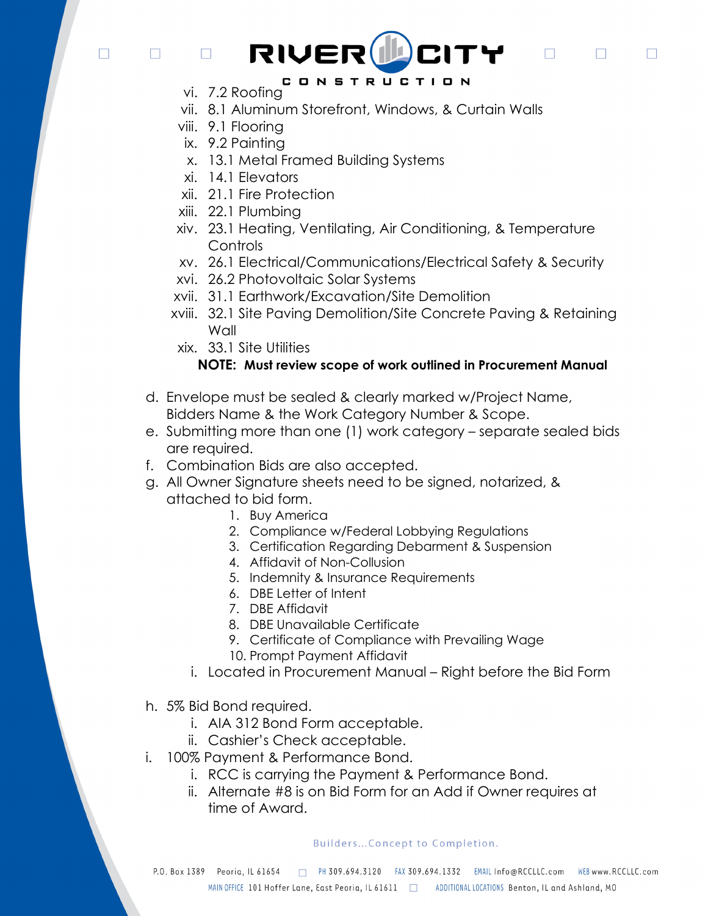vi. 7.2 Roofing
vii. 8.1 Aluminum Storefront, Windows, & Curtain Walls
viii. 9.1 Flooring
ix. 9.2 Painting
x. 13.1 Metal Framed Building Systems
xi. 14.1 Elevators
xii. 21.1 Fire Protection
xiii. 22.1 Plumbing
xiv. 23.1 Heating, Ventilating, Air Conditioning, & Temperature Controls
xv. 26.1 Electrical/Communications/Electrical Safety & Security
xvi. 26.2 Photovoltaic Solar Systems
xvii. 31.1 Earthwork/Excavation/Site Demolition
xviii. 32.1 Site Paving Demolition/Site Concrete Paving & Retaining Wall
xix. 33.1 Site Utilities

**NOTE: Must review scope of work outlined in Procurement Manual**

d. Envelope must be sealed & clearly marked w/Project Name, Bidders Name & the Work Category Number & Scope.
e. Submitting more than one (1) work category – separate sealed bids are required.
f. Combination Bids are also accepted.
g. All Owner Signature sheets need to be signed, notarized, & attached to bid form.
   1. Buy America
   2. Compliance w/Federal Lobbying Regulations
   3. Certification Regarding Debarment & Suspension
   4. Affidavit of Non-Collusion
   5. Indemnity & Insurance Requirements
   6. DBE Letter of Intent
   7. DBE Affidavit
   8. DBE Unavailable Certificate
   9. Certificate of Compliance with Prevailing Wage
   10. Prompt Payment Affidavit
   
   i. Located in Procurement Manual – Right before the Bid Form

h. 5% Bid Bond required.
   i. AIA 312 Bond Form acceptable.
   ii. Cashier's Check acceptable.
i. 100% Payment & Performance Bond.
   i. RCC is carrying the Payment & Performance Bond.
   ii. Alternate #8 is on Bid Form for an Add if Owner requires at time of Award.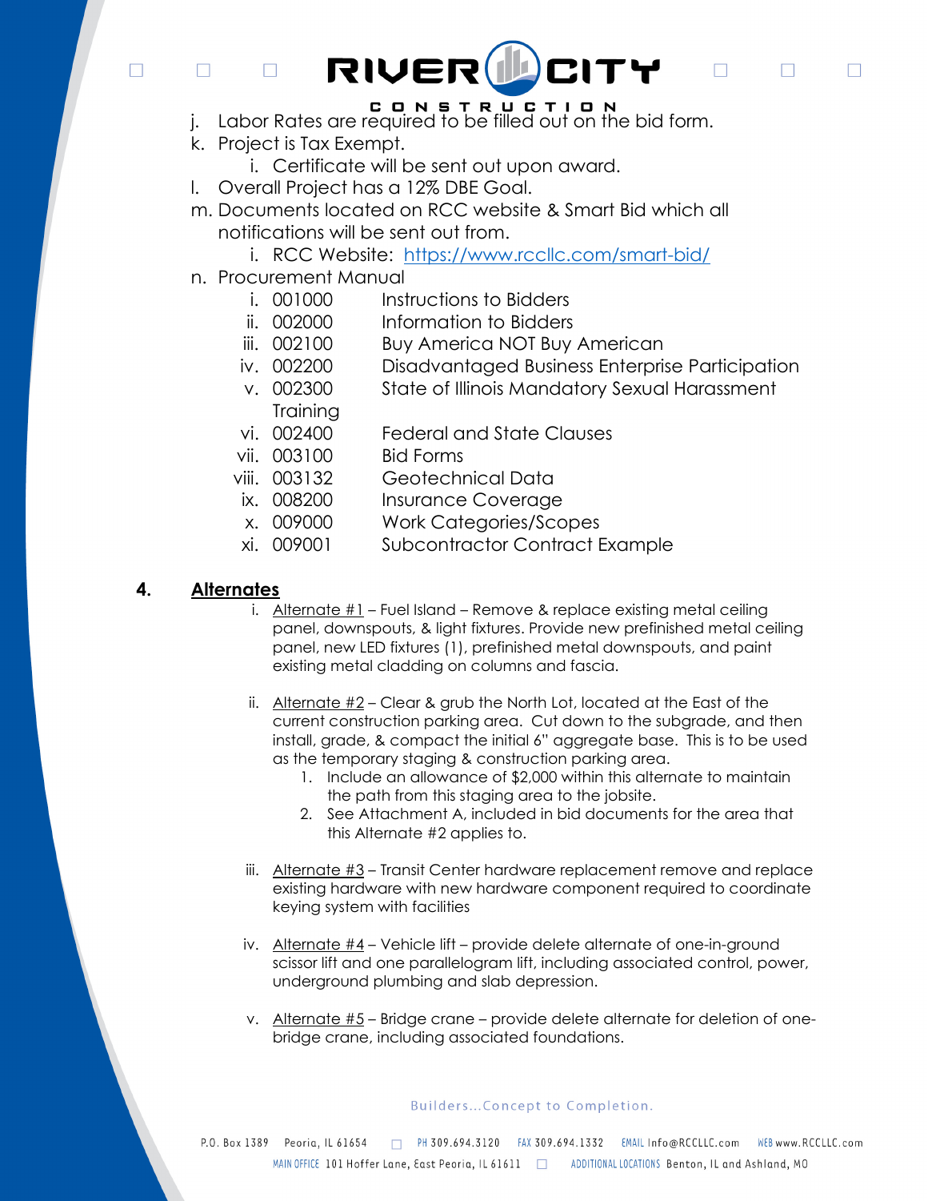j. Labor Rates are required to be filled out on the bid form.

k. Project is Tax Exempt.
   - i. Certificate will be sent out upon award.

l. Overall Project has a 12% DBE Goal.

m. Documents located on RCC website & Smart Bid which all notifications will be sent out from.
   - i. RCC Website: [https://www.rccllc.com/smart-bid/](https://www.rccllc.com/smart-bid/)

n. Procurement Manual
   - i. 001000 Instructions to Bidders
   - ii. 002000 Information to Bidders
   - iii. 002100 Buy America NOT Buy American
   - iv. 002200 Disadvantaged Business Enterprise Participation
   - v. 002300 State of Illinois Mandatory Sexual Harassment Training
   - vi. 002400 Federal and State Clauses
   - vii. 003100 Bid Forms
   - viii. 003132 Geotechnical Data
   - ix. 008200 Insurance Coverage
   - x. 009000 Work Categories/Scopes
   - xi. 009001 Subcontractor Contract Example

## 4. Alternates

i. Alternate #1 – Fuel Island – Remove & replace existing metal ceiling panel, downspouts, & light fixtures. Provide new prefinished metal ceiling panel, new LED fixtures (1), prefinished metal downspouts, and paint existing metal cladding on columns and fascia.

ii. Alternate #2 – Clear & grub the North Lot, located at the East of the current construction parking area. Cut down to the subgrade, and then install, grade, & compact the initial 6" aggregate base. This is to be used as the temporary staging & construction parking area.
   1. Include an allowance of $2,000 within this alternate to maintain the path from this staging area to the jobsite.
   2. See Attachment A, included in bid documents for the area that this Alternate #2 applies to.

iii. Alternate #3 – Transit Center hardware replacement remove and replace existing hardware with new hardware component required to coordinate keying system with facilities

iv. Alternate #4 – Vehicle lift – provide delete alternate of one-in-ground scissor lift and one parallelogram lift, including associated control, power, underground plumbing and slab depression.

v. Alternate #5 – Bridge crane – provide delete alternate for deletion of one-bridge crane, including associated foundations.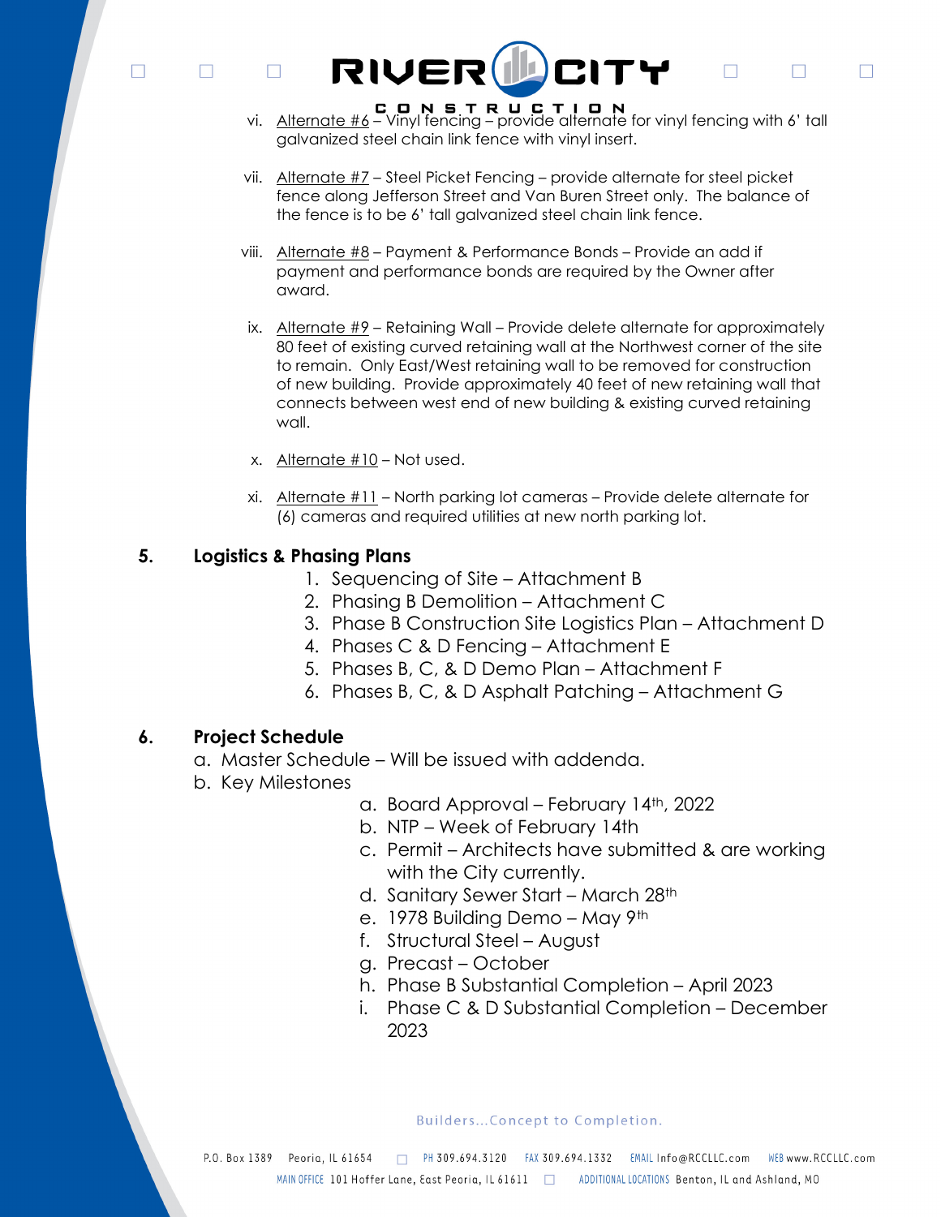vi. Alternate #6 – Vinyl fencing – provide alternate for vinyl fencing with 6' tall galvanized steel chain link fence with vinyl insert.

vii. Alternate #7 – Steel Picket Fencing – provide alternate for steel picket fence along Jefferson Street and Van Buren Street only. The balance of the fence is to be 6' tall galvanized steel chain link fence.

viii. Alternate #8 – Payment & Performance Bonds – Provide an add if payment and performance bonds are required by the Owner after award.

ix. Alternate #9 – Retaining Wall – Provide delete alternate for approximately 80 feet of existing curved retaining wall at the Northwest corner of the site to remain. Only East/West retaining wall to be removed for construction of new building. Provide approximately 40 feet of new retaining wall that connects between west end of new building & existing curved retaining wall.

x. Alternate #10 – Not used.

xi. Alternate #11 – North parking lot cameras – Provide delete alternate for (6) cameras and required utilities at new north parking lot.

## 5. Logistics & Phasing Plans

1. Sequencing of Site – Attachment B
2. Phasing B Demolition – Attachment C
3. Phase B Construction Site Logistics Plan – Attachment D
4. Phases C & D Fencing – Attachment E
5. Phases B, C, & D Demo Plan – Attachment F
6. Phases B, C, & D Asphalt Patching – Attachment G

## 6. Project Schedule

a. Master Schedule – Will be issued with addenda.

b. Key Milestones

   a. Board Approval – February 14th, 2022
   b. NTP – Week of February 14th
   c. Permit – Architects have submitted & are working with the City currently.
   d. Sanitary Sewer Start – March 28th
   e. 1978 Building Demo – May 9th
   f. Structural Steel – August
   g. Precast – October
   h. Phase B Substantial Completion – April 2023
   i. Phase C & D Substantial Completion – December 2023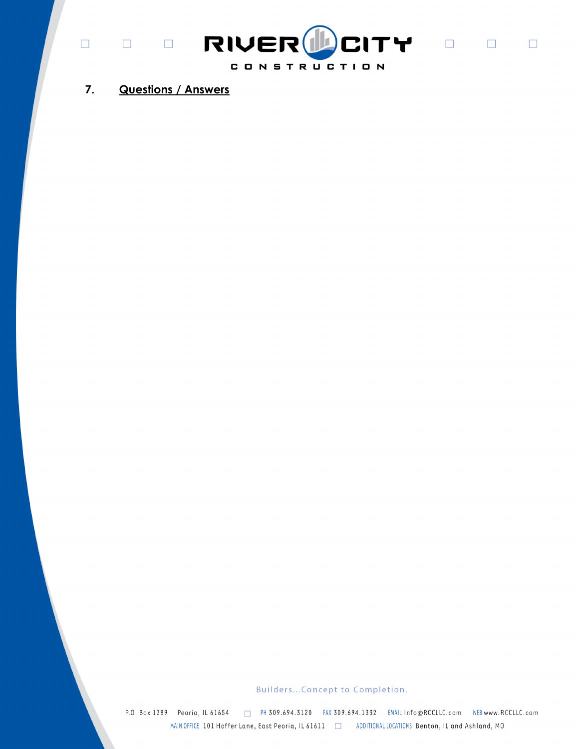## 7. Questions / Answers